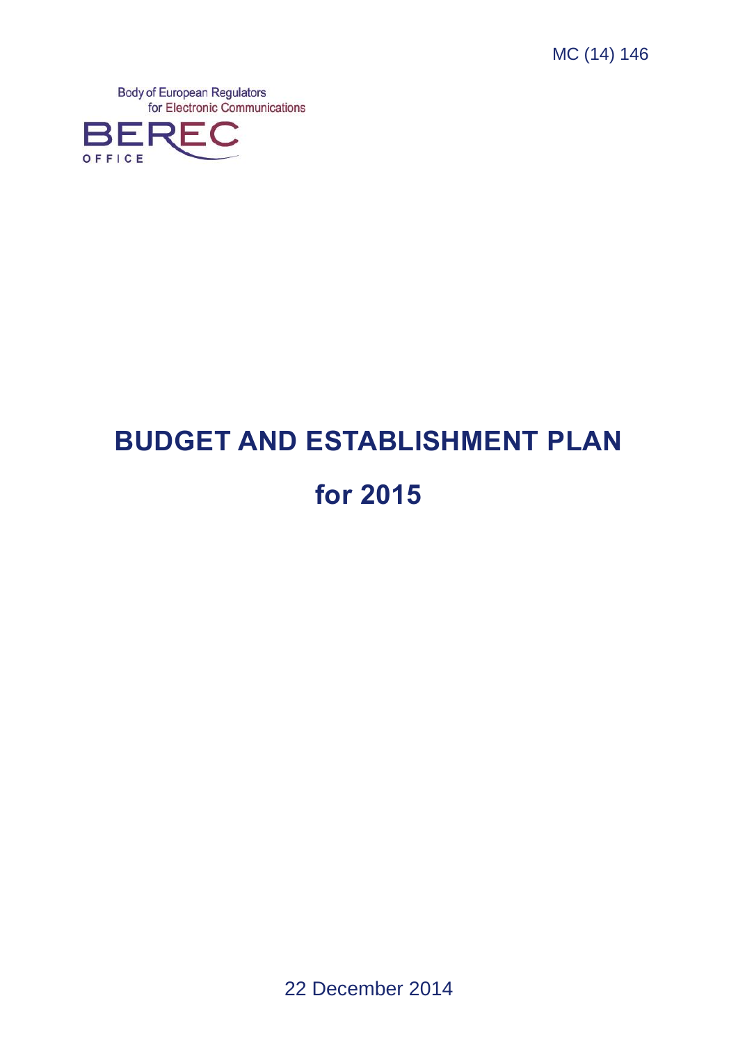MC (14) 146

Body of European Regulators for Electronic Communications

BEREC OFFICE

# BUDGET AND ESTABLISHMENT PLAN

# for 2015

22 December 2014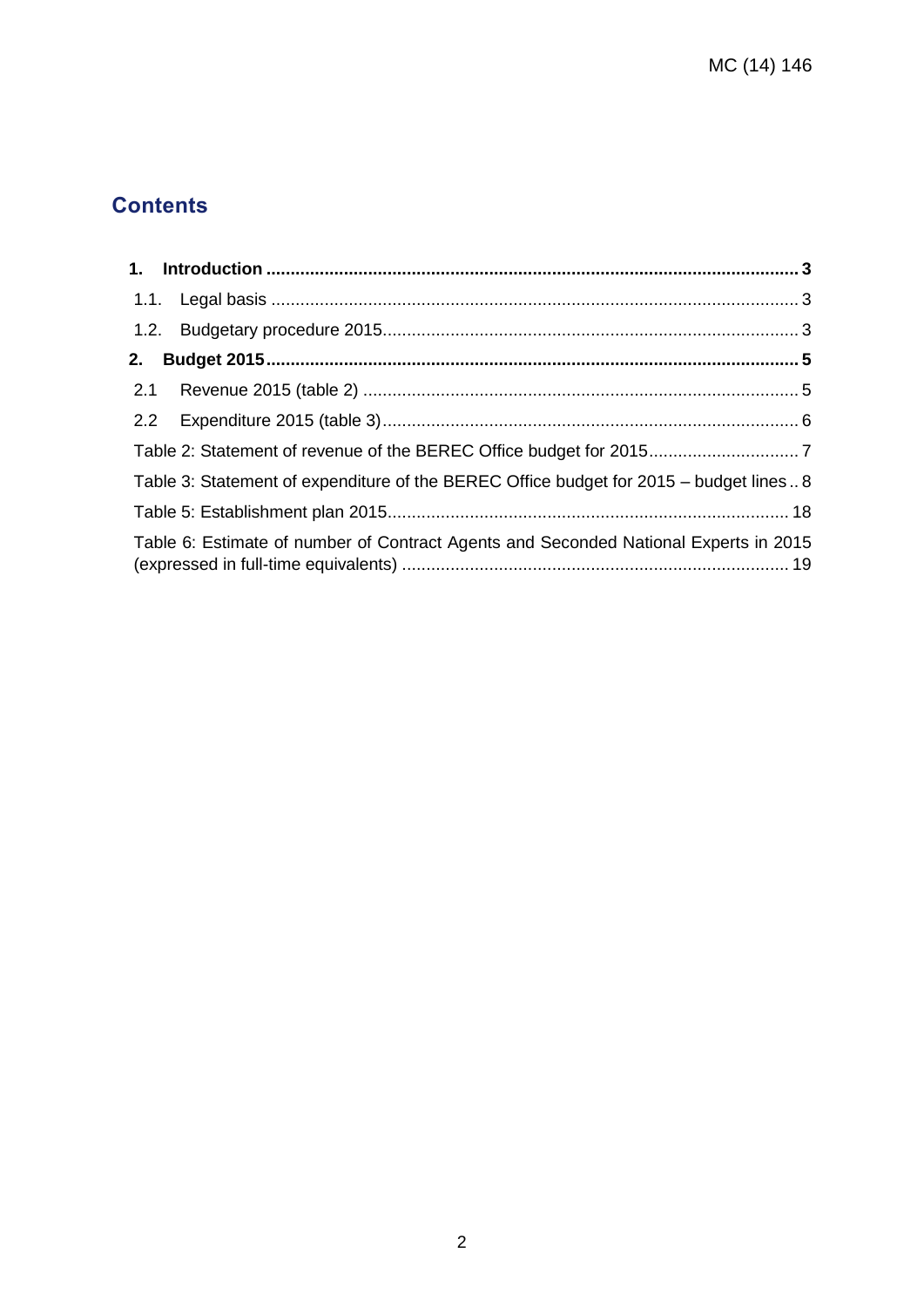## Contents

**1. Introduction .......... 3**

1.1. Legal basis .......... 3

1.2. Budgetary procedure 2015 .......... 3

**2. Budget 2015 .......... 5**

2.1 Revenue 2015 (table 2) .......... 5

2.2 Expenditure 2015 (table 3) .......... 6

Table 2: Statement of revenue of the BEREC Office budget for 2015 .......... 7

Table 3: Statement of expenditure of the BEREC Office budget for 2015 – budget lines .. 8

Table 5: Establishment plan 2015 .......... 18

Table 6: Estimate of number of Contract Agents and Seconded National Experts in 2015 (expressed in full-time equivalents) .......... 19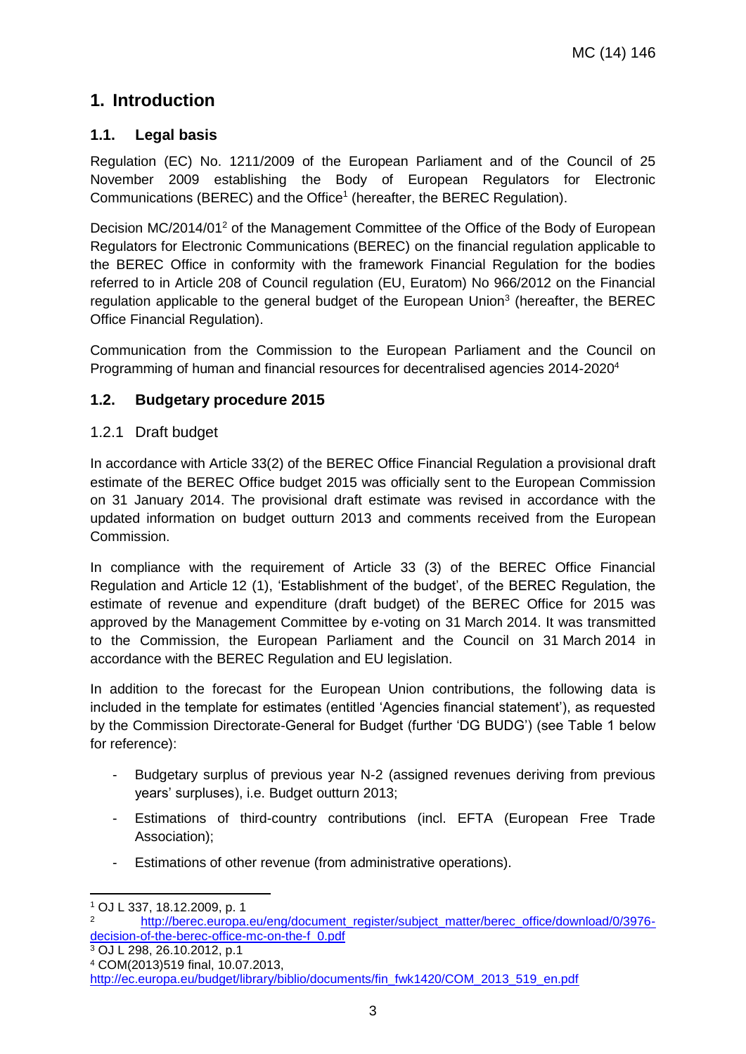# 1. Introduction

## 1.1. Legal basis

Regulation (EC) No. 1211/2009 of the European Parliament and of the Council of 25 November 2009 establishing the Body of European Regulators for Electronic Communications (BEREC) and the Office[1] (hereafter, the BEREC Regulation).

Decision MC/2014/01[2] of the Management Committee of the Office of the Body of European Regulators for Electronic Communications (BEREC) on the financial regulation applicable to the BEREC Office in conformity with the framework Financial Regulation for the bodies referred to in Article 208 of Council regulation (EU, Euratom) No 966/2012 on the Financial regulation applicable to the general budget of the European Union[3] (hereafter, the BEREC Office Financial Regulation).

Communication from the Commission to the European Parliament and the Council on Programming of human and financial resources for decentralised agencies 2014-2020[4]

## 1.2. Budgetary procedure 2015

### 1.2.1 Draft budget

In accordance with Article 33(2) of the BEREC Office Financial Regulation a provisional draft estimate of the BEREC Office budget 2015 was officially sent to the European Commission on 31 January 2014. The provisional draft estimate was revised in accordance with the updated information on budget outturn 2013 and comments received from the European Commission.

In compliance with the requirement of Article 33 (3) of the BEREC Office Financial Regulation and Article 12 (1), 'Establishment of the budget', of the BEREC Regulation, the estimate of revenue and expenditure (draft budget) of the BEREC Office for 2015 was approved by the Management Committee by e-voting on 31 March 2014. It was transmitted to the Commission, the European Parliament and the Council on 31 March 2014 in accordance with the BEREC Regulation and EU legislation.

In addition to the forecast for the European Union contributions, the following data is included in the template for estimates (entitled 'Agencies financial statement'), as requested by the Commission Directorate-General for Budget (further 'DG BUDG') (see Table 1 below for reference):

- Budgetary surplus of previous year N-2 (assigned revenues deriving from previous years' surpluses), i.e. Budget outturn 2013;
- Estimations of third-country contributions (incl. EFTA (European Free Trade Association);
- Estimations of other revenue (from administrative operations).

---

[1] OJ L 337, 18.12.2009, p. 1

[2] http://berec.europa.eu/eng/document_register/subject_matter/berec_office/download/0/3976-decision-of-the-berec-office-mc-on-the-f_0.pdf

[3] OJ L 298, 26.10.2012, p.1

[4] COM(2013)519 final, 10.07.2013, http://ec.europa.eu/budget/library/biblio/documents/fin_fwk1420/COM_2013_519_en.pdf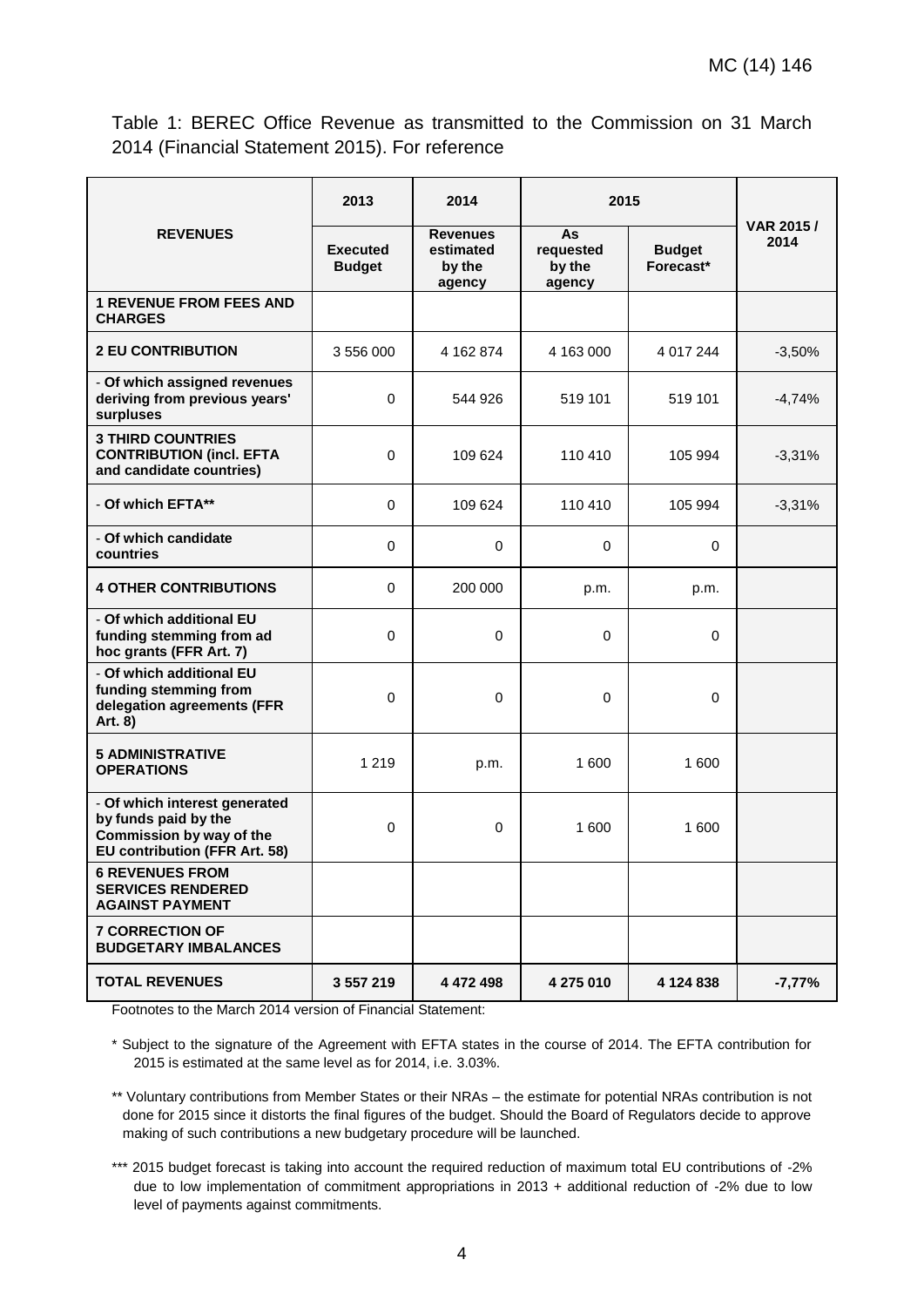Table 1: BEREC Office Revenue as transmitted to the Commission on 31 March 2014 (Financial Statement 2015). For reference

| REVENUES | 2013 | 2014 | 2015 | | VAR 2015 / 2014 |
|---|---|---|---|---|---|
| | **Executed Budget** | **Revenues estimated by the agency** | **As requested by the agency** | **Budget Forecast*** | |
| **1 REVENUE FROM FEES AND CHARGES** | | | | | |
| **2 EU CONTRIBUTION** | 3 556 000 | 4 162 874 | 4 163 000 | 4 017 244 | -3,50% |
| - **Of which assigned revenues deriving from previous years' surpluses** | 0 | 544 926 | 519 101 | 519 101 | -4,74% |
| **3 THIRD COUNTRIES CONTRIBUTION (incl. EFTA and candidate countries)** | 0 | 109 624 | 110 410 | 105 994 | -3,31% |
| - **Of which EFTA**** | 0 | 109 624 | 110 410 | 105 994 | -3,31% |
| - **Of which candidate countries** | 0 | 0 | 0 | 0 | |
| **4 OTHER CONTRIBUTIONS** | 0 | 200 000 | p.m. | p.m. | |
| - **Of which additional EU funding stemming from ad hoc grants (FFR Art. 7)** | 0 | 0 | 0 | 0 | |
| - **Of which additional EU funding stemming from delegation agreements (FFR Art. 8)** | 0 | 0 | 0 | 0 | |
| **5 ADMINISTRATIVE OPERATIONS** | 1 219 | p.m. | 1 600 | 1 600 | |
| - **Of which interest generated by funds paid by the Commission by way of the EU contribution (FFR Art. 58)** | 0 | 0 | 1 600 | 1 600 | |
| **6 REVENUES FROM SERVICES RENDERED AGAINST PAYMENT** | | | | | |
| **7 CORRECTION OF BUDGETARY IMBALANCES** | | | | | |
| **TOTAL REVENUES** | **3 557 219** | **4 472 498** | **4 275 010** | **4 124 838** | **-7,77%** |

Footnotes to the March 2014 version of Financial Statement:

\* Subject to the signature of the Agreement with EFTA states in the course of 2014. The EFTA contribution for 2015 is estimated at the same level as for 2014, i.e. 3.03%.

** Voluntary contributions from Member States or their NRAs – the estimate for potential NRAs contribution is not done for 2015 since it distorts the final figures of the budget. Should the Board of Regulators decide to approve making of such contributions a new budgetary procedure will be launched.

*** 2015 budget forecast is taking into account the required reduction of maximum total EU contributions of -2% due to low implementation of commitment appropriations in 2013 + additional reduction of -2% due to low level of payments against commitments.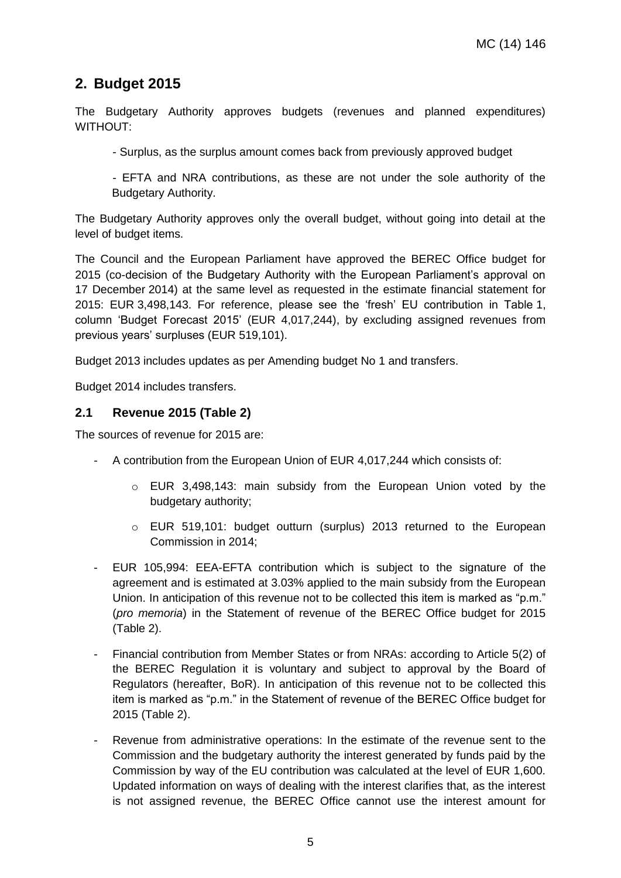## 2. Budget 2015

The Budgetary Authority approves budgets (revenues and planned expenditures) WITHOUT:

- Surplus, as the surplus amount comes back from previously approved budget
- EFTA and NRA contributions, as these are not under the sole authority of the Budgetary Authority.

The Budgetary Authority approves only the overall budget, without going into detail at the level of budget items.

The Council and the European Parliament have approved the BEREC Office budget for 2015 (co-decision of the Budgetary Authority with the European Parliament's approval on 17 December 2014) at the same level as requested in the estimate financial statement for 2015: EUR 3,498,143. For reference, please see the 'fresh' EU contribution in Table 1, column 'Budget Forecast 2015' (EUR 4,017,244), by excluding assigned revenues from previous years' surpluses (EUR 519,101).

Budget 2013 includes updates as per Amending budget No 1 and transfers.

Budget 2014 includes transfers.

### 2.1 Revenue 2015 (Table 2)

The sources of revenue for 2015 are:

- A contribution from the European Union of EUR 4,017,244 which consists of:
  - EUR 3,498,143: main subsidy from the European Union voted by the budgetary authority;
  - EUR 519,101: budget outturn (surplus) 2013 returned to the European Commission in 2014;
- EUR 105,994: EEA-EFTA contribution which is subject to the signature of the agreement and is estimated at 3.03% applied to the main subsidy from the European Union. In anticipation of this revenue not to be collected this item is marked as "p.m." (*pro memoria*) in the Statement of revenue of the BEREC Office budget for 2015 (Table 2).
- Financial contribution from Member States or from NRAs: according to Article 5(2) of the BEREC Regulation it is voluntary and subject to approval by the Board of Regulators (hereafter, BoR). In anticipation of this revenue not to be collected this item is marked as "p.m." in the Statement of revenue of the BEREC Office budget for 2015 (Table 2).
- Revenue from administrative operations: In the estimate of the revenue sent to the Commission and the budgetary authority the interest generated by funds paid by the Commission by way of the EU contribution was calculated at the level of EUR 1,600. Updated information on ways of dealing with the interest clarifies that, as the interest is not assigned revenue, the BEREC Office cannot use the interest amount for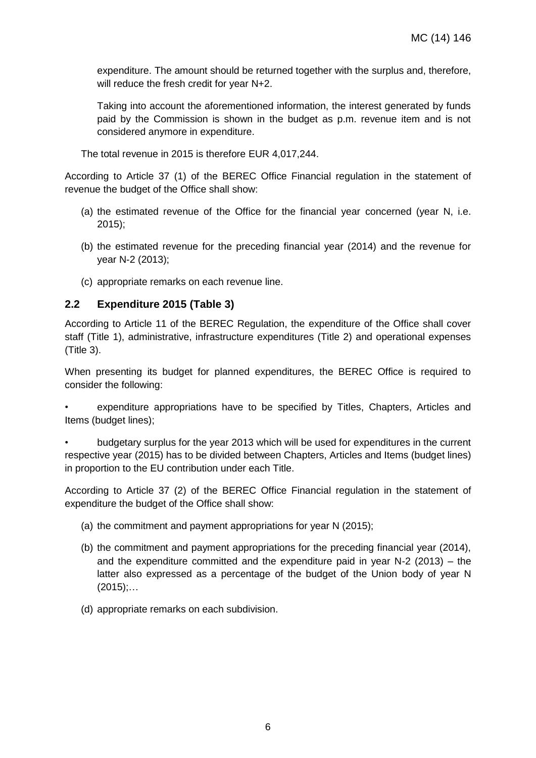expenditure. The amount should be returned together with the surplus and, therefore, will reduce the fresh credit for year N+2.

Taking into account the aforementioned information, the interest generated by funds paid by the Commission is shown in the budget as p.m. revenue item and is not considered anymore in expenditure.

The total revenue in 2015 is therefore EUR 4,017,244.

According to Article 37 (1) of the BEREC Office Financial regulation in the statement of revenue the budget of the Office shall show:

(a) the estimated revenue of the Office for the financial year concerned (year N, i.e. 2015);

(b) the estimated revenue for the preceding financial year (2014) and the revenue for year N-2 (2013);

(c) appropriate remarks on each revenue line.

## 2.2 Expenditure 2015 (Table 3)

According to Article 11 of the BEREC Regulation, the expenditure of the Office shall cover staff (Title 1), administrative, infrastructure expenditures (Title 2) and operational expenses (Title 3).

When presenting its budget for planned expenditures, the BEREC Office is required to consider the following:

- expenditure appropriations have to be specified by Titles, Chapters, Articles and Items (budget lines);
- budgetary surplus for the year 2013 which will be used for expenditures in the current respective year (2015) has to be divided between Chapters, Articles and Items (budget lines) in proportion to the EU contribution under each Title.

According to Article 37 (2) of the BEREC Office Financial regulation in the statement of expenditure the budget of the Office shall show:

(a) the commitment and payment appropriations for year N (2015);

(b) the commitment and payment appropriations for the preceding financial year (2014), and the expenditure committed and the expenditure paid in year N-2 (2013) – the latter also expressed as a percentage of the budget of the Union body of year N (2015);…

(d) appropriate remarks on each subdivision.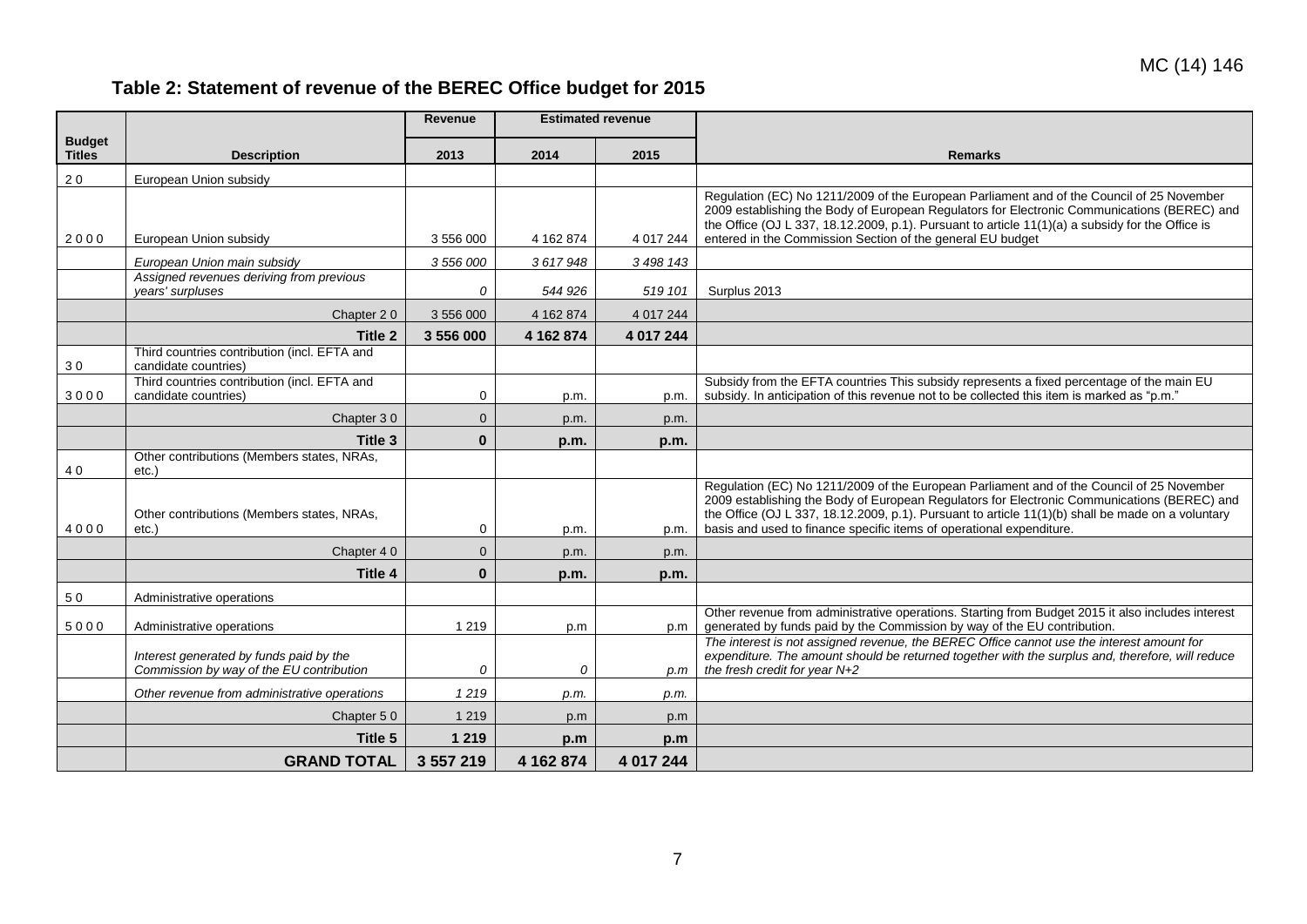## Table 2: Statement of revenue of the BEREC Office budget for 2015

| Budget Titles | Description | Revenue 2013 | Estimated revenue 2014 | Estimated revenue 2015 | Remarks |
|---|---|---|---|---|---|
| 2 0 | European Union subsidy | | | | |
| 2 0 0 0 | European Union subsidy | 3 556 000 | 4 162 874 | 4 017 244 | Regulation (EC) No 1211/2009 of the European Parliament and of the Council of 25 November 2009 establishing the Body of European Regulators for Electronic Communications (BEREC) and the Office (OJ L 337, 18.12.2009, p.1). Pursuant to article 11(1)(a) a subsidy for the Office is entered in the Commission Section of the general EU budget |
| | *European Union main subsidy* | *3 556 000* | *3 617 948* | *3 498 143* | |
| | *Assigned revenues deriving from previous years' surpluses* | *0* | *544 926* | *519 101* | Surplus 2013 |
| | Chapter 2 0 | 3 556 000 | 4 162 874 | 4 017 244 | |
| | **Title 2** | **3 556 000** | **4 162 874** | **4 017 244** | |
| 3 0 | Third countries contribution (incl. EFTA and candidate countries) | | | | |
| 3 0 0 0 | Third countries contribution (incl. EFTA and candidate countries) | 0 | p.m. | p.m. | Subsidy from the EFTA countries This subsidy represents a fixed percentage of the main EU subsidy. In anticipation of this revenue not to be collected this item is marked as "p.m." |
| | Chapter 3 0 | 0 | p.m. | p.m. | |
| | **Title 3** | **0** | **p.m.** | **p.m.** | |
| 4 0 | Other contributions (Members states, NRAs, etc.) | | | | |
| 4 0 0 0 | Other contributions (Members states, NRAs, etc.) | 0 | p.m. | p.m. | Regulation (EC) No 1211/2009 of the European Parliament and of the Council of 25 November 2009 establishing the Body of European Regulators for Electronic Communications (BEREC) and the Office (OJ L 337, 18.12.2009, p.1). Pursuant to article 11(1)(b) shall be made on a voluntary basis and used to finance specific items of operational expenditure. |
| | Chapter 4 0 | 0 | p.m. | p.m. | |
| | **Title 4** | **0** | **p.m.** | **p.m.** | |
| 5 0 | Administrative operations | | | | |
| 5 0 0 0 | Administrative operations | 1 219 | p.m | p.m | Other revenue from administrative operations. Starting from Budget 2015 it also includes interest generated by funds paid by the Commission by way of the EU contribution. |
| | *Interest generated by funds paid by the Commission by way of the EU contribution* | *0* | *0* | *p.m* | *The interest is not assigned revenue, the BEREC Office cannot use the interest amount for expenditure. The amount should be returned together with the surplus and, therefore, will reduce the fresh credit for year N+2* |
| | *Other revenue from administrative operations* | *1 219* | *p.m.* | *p.m.* | |
| | Chapter 5 0 | 1 219 | p.m | p.m | |
| | **Title 5** | **1 219** | **p.m** | **p.m** | |
| | **GRAND TOTAL** | **3 557 219** | **4 162 874** | **4 017 244** | |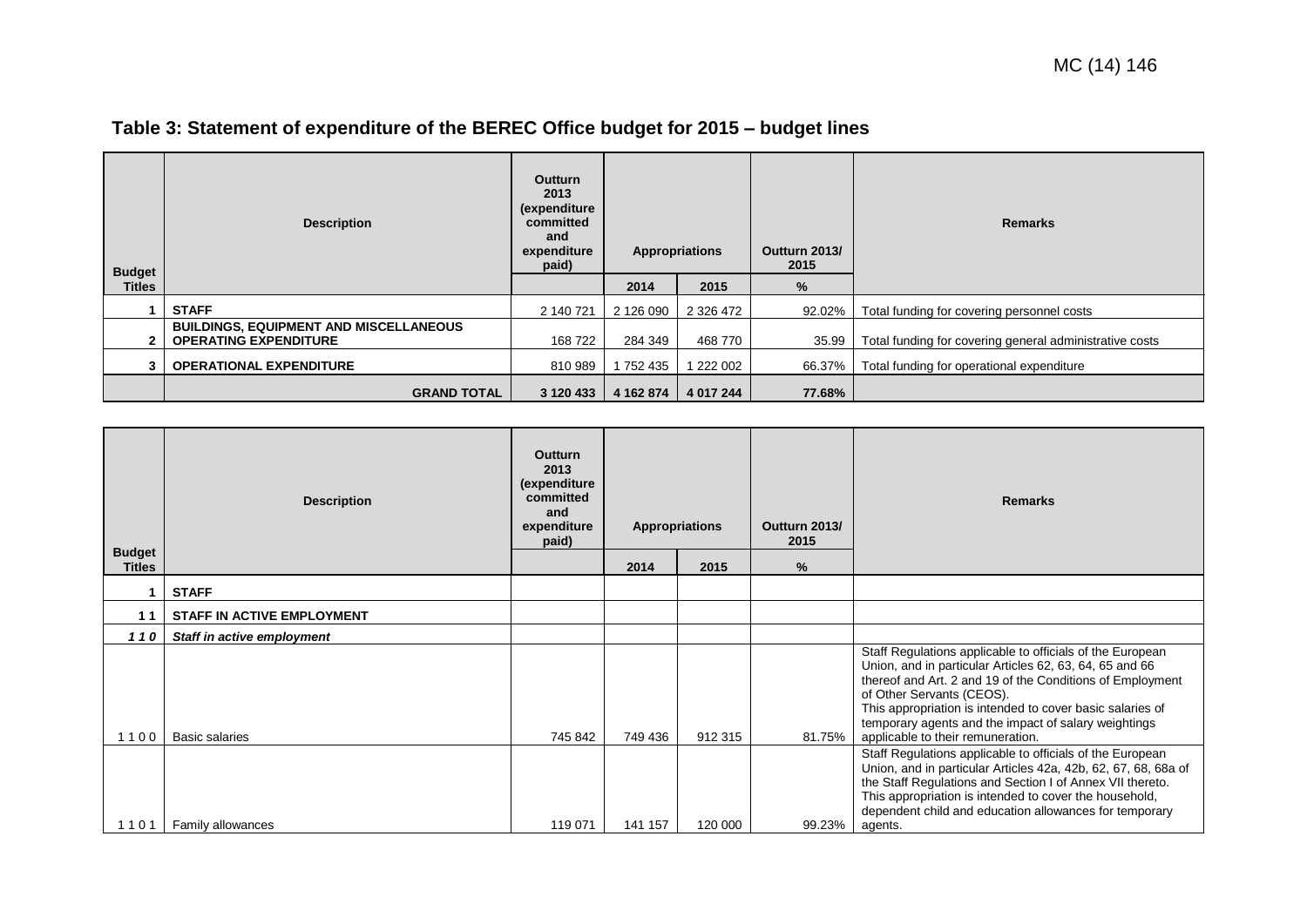## Table 3: Statement of expenditure of the BEREC Office budget for 2015 – budget lines

| Budget Titles | Description | Outturn 2013 (expenditure committed and expenditure paid) | Appropriations | | Outturn 2013/ 2015 | Remarks |
|---|---|---|---|---|---|---|
| | | | 2014 | 2015 | % | |
| 1 | **STAFF** | 2 140 721 | 2 126 090 | 2 326 472 | 92.02% | Total funding for covering personnel costs |
| 2 | **BUILDINGS, EQUIPMENT AND MISCELLANEOUS OPERATING EXPENDITURE** | 168 722 | 284 349 | 468 770 | 35.99 | Total funding for covering general administrative costs |
| 3 | **OPERATIONAL EXPENDITURE** | 810 989 | 1 752 435 | 1 222 002 | 66.37% | Total funding for operational expenditure |
| | **GRAND TOTAL** | **3 120 433** | **4 162 874** | **4 017 244** | **77.68%** | |

| Budget Titles | Description | Outturn 2013 (expenditure committed and expenditure paid) | Appropriations | | Outturn 2013/ 2015 | Remarks |
|---|---|---|---|---|---|---|
| | | | 2014 | 2015 | % | |
| 1 | **STAFF** | | | | | |
| 1 1 | **STAFF IN ACTIVE EMPLOYMENT** | | | | | |
| ***1 1 0*** | ***Staff in active employment*** | | | | | |
| 1 1 0 0 | Basic salaries | 745 842 | 749 436 | 912 315 | 81.75% | Staff Regulations applicable to officials of the European Union, and in particular Articles 62, 63, 64, 65 and 66 thereof and Art. 2 and 19 of the Conditions of Employment of Other Servants (CEOS). This appropriation is intended to cover basic salaries of temporary agents and the impact of salary weightings applicable to their remuneration. |
| 1 1 0 1 | Family allowances | 119 071 | 141 157 | 120 000 | 99.23% | Staff Regulations applicable to officials of the European Union, and in particular Articles 42a, 42b, 62, 67, 68, 68a of the Staff Regulations and Section I of Annex VII thereto. This appropriation is intended to cover the household, dependent child and education allowances for temporary agents. |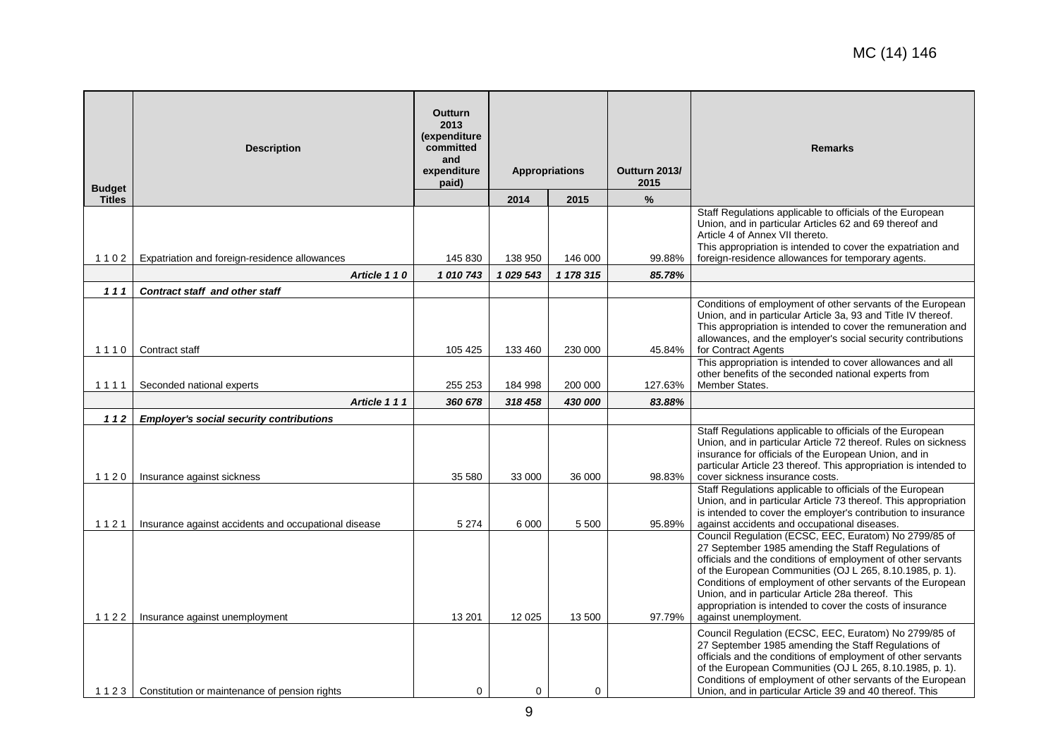| Budget Titles | Description | Outturn 2013 (expenditure committed and expenditure paid) | Appropriations | | Outturn 2013/ 2015 | Remarks |
|---|---|---|---|---|---|---|
| | | | 2014 | 2015 | % | |
| 1 1 0 2 | Expatriation and foreign-residence allowances | 145 830 | 138 950 | 146 000 | 99.88% | Staff Regulations applicable to officials of the European Union, and in particular Articles 62 and 69 thereof and Article 4 of Annex VII thereto. This appropriation is intended to cover the expatriation and foreign-residence allowances for temporary agents. |
| | ***Article 1 1 0*** | ***1 010 743*** | ***1 029 543*** | ***1 178 315*** | ***85.78%*** | |
| ***1 1 1*** | ***Contract staff and other staff*** | | | | | |
| 1 1 1 0 | Contract staff | 105 425 | 133 460 | 230 000 | 45.84% | Conditions of employment of other servants of the European Union, and in particular Article 3a, 93 and Title IV thereof. This appropriation is intended to cover the remuneration and allowances, and the employer's social security contributions for Contract Agents |
| 1 1 1 1 | Seconded national experts | 255 253 | 184 998 | 200 000 | 127.63% | This appropriation is intended to cover allowances and all other benefits of the seconded national experts from Member States. |
| | ***Article 1 1 1*** | ***360 678*** | ***318 458*** | ***430 000*** | ***83.88%*** | |
| ***1 1 2*** | ***Employer's social security contributions*** | | | | | |
| 1 1 2 0 | Insurance against sickness | 35 580 | 33 000 | 36 000 | 98.83% | Staff Regulations applicable to officials of the European Union, and in particular Article 72 thereof. Rules on sickness insurance for officials of the European Union, and in particular Article 23 thereof. This appropriation is intended to cover sickness insurance costs. |
| 1 1 2 1 | Insurance against accidents and occupational disease | 5 274 | 6 000 | 5 500 | 95.89% | Staff Regulations applicable to officials of the European Union, and in particular Article 73 thereof. This appropriation is intended to cover the employer's contribution to insurance against accidents and occupational diseases. |
| 1 1 2 2 | Insurance against unemployment | 13 201 | 12 025 | 13 500 | 97.79% | Council Regulation (ECSC, EEC, Euratom) No 2799/85 of 27 September 1985 amending the Staff Regulations of officials and the conditions of employment of other servants of the European Communities (OJ L 265, 8.10.1985, p. 1). Conditions of employment of other servants of the European Union, and in particular Article 28a thereof. This appropriation is intended to cover the costs of insurance against unemployment. |
| 1 1 2 3 | Constitution or maintenance of pension rights | 0 | 0 | 0 | | Council Regulation (ECSC, EEC, Euratom) No 2799/85 of 27 September 1985 amending the Staff Regulations of officials and the conditions of employment of other servants of the European Communities (OJ L 265, 8.10.1985, p. 1). Conditions of employment of other servants of the European Union, and in particular Article 39 and 40 thereof. This |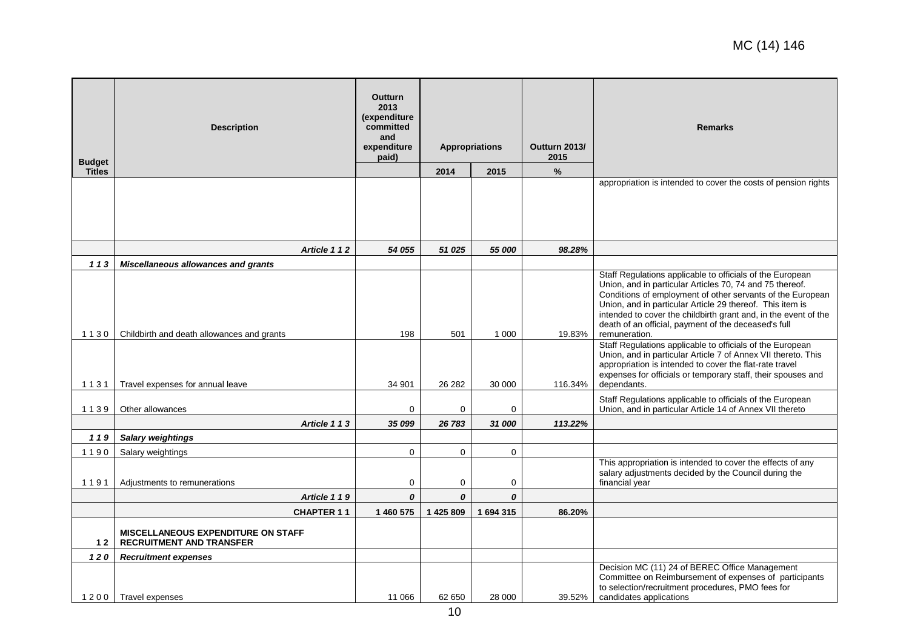MC (14) 146

| Budget Titles | Description | Outturn 2013 (expenditure committed and expenditure paid) | Appropriations | | Outturn 2013/ 2015 | Remarks |
|---|---|---|---|---|---|---|
| | | | 2014 | 2015 | % | |
| | | | | | | appropriation is intended to cover the costs of pension rights |
| | ***Article 1 1 2*** | ***54 055*** | ***51 025*** | ***55 000*** | ***98.28%*** | |
| ***1 1 3*** | ***Miscellaneous allowances and grants*** | | | | | |
| 1 1 3 0 | Childbirth and death allowances and grants | 198 | 501 | 1 000 | 19.83% | Staff Regulations applicable to officials of the European Union, and in particular Articles 70, 74 and 75 thereof. Conditions of employment of other servants of the European Union, and in particular Article 29 thereof. This item is intended to cover the childbirth grant and, in the event of the death of an official, payment of the deceased's full remuneration. |
| 1 1 3 1 | Travel expenses for annual leave | 34 901 | 26 282 | 30 000 | 116.34% | Staff Regulations applicable to officials of the European Union, and in particular Article 7 of Annex VII thereto. This appropriation is intended to cover the flat-rate travel expenses for officials or temporary staff, their spouses and dependants. |
| 1 1 3 9 | Other allowances | 0 | 0 | 0 | | Staff Regulations applicable to officials of the European Union, and in particular Article 14 of Annex VII thereto |
| | ***Article 1 1 3*** | ***35 099*** | ***26 783*** | ***31 000*** | ***113.22%*** | |
| ***1 1 9*** | ***Salary weightings*** | | | | | |
| 1 1 9 0 | Salary weightings | 0 | 0 | 0 | | |
| 1 1 9 1 | Adjustments to remunerations | 0 | 0 | 0 | | This appropriation is intended to cover the effects of any salary adjustments decided by the Council during the financial year |
| | ***Article 1 1 9*** | ***0*** | ***0*** | ***0*** | | |
| | **CHAPTER 1 1** | **1 460 575** | **1 425 809** | **1 694 315** | **86.20%** | |
| **1 2** | **MISCELLANEOUS EXPENDITURE ON STAFF RECRUITMENT AND TRANSFER** | | | | | |
| ***1 2 0*** | ***Recruitment expenses*** | | | | | |
| 1 2 0 0 | Travel expenses | 11 066 | 62 650 | 28 000 | 39.52% | Decision MC (11) 24 of BEREC Office Management Committee on Reimbursement of expenses of participants to selection/recruitment procedures, PMO fees for candidates applications |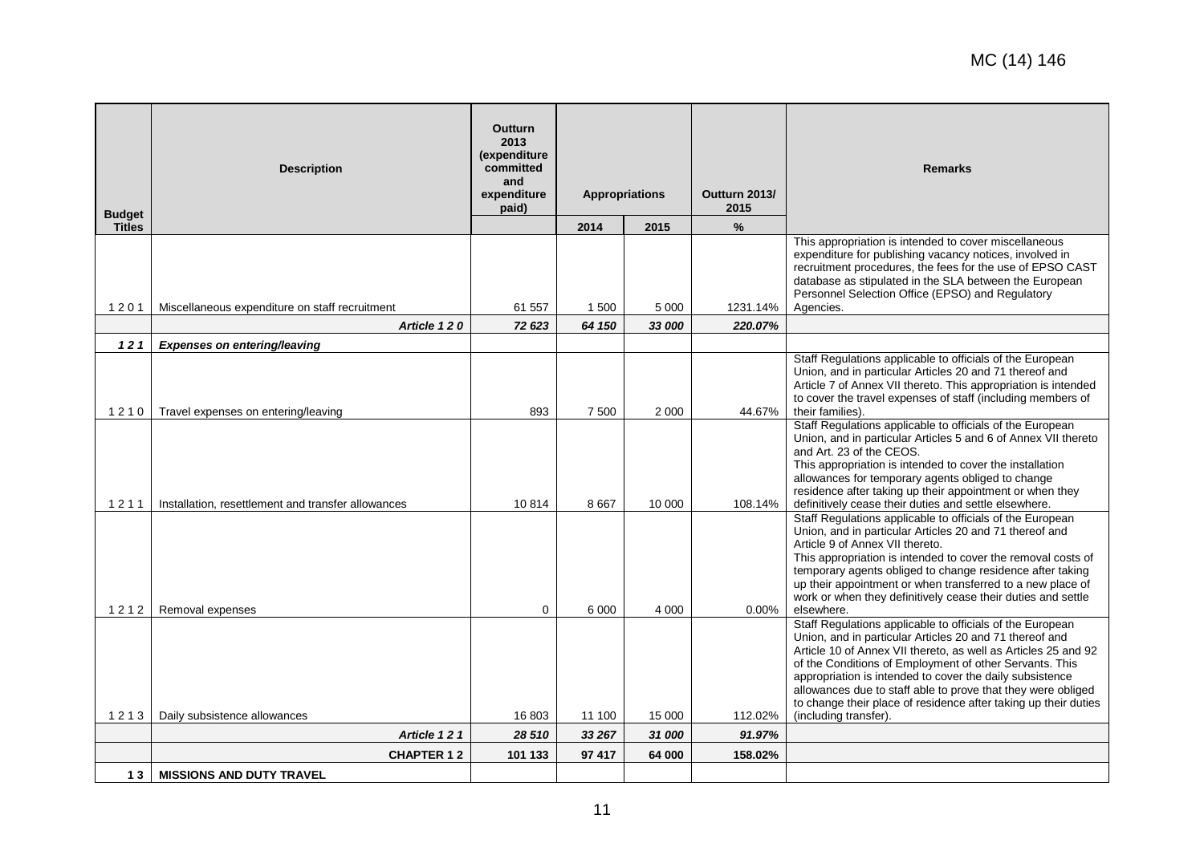| Budget Titles | Description | Outturn 2013 (expenditure committed and expenditure paid) | Appropriations | | Outturn 2013/ 2015 | Remarks |
|---|---|---|---|---|---|---|
| | | | 2014 | 2015 | % | |
| 1 2 0 1 | Miscellaneous expenditure on staff recruitment | 61 557 | 1 500 | 5 000 | 1231.14% | This appropriation is intended to cover miscellaneous expenditure for publishing vacancy notices, involved in recruitment procedures, the fees for the use of EPSO CAST database as stipulated in the SLA between the European Personnel Selection Office (EPSO) and Regulatory Agencies. |
| | ***Article 1 2 0*** | ***72 623*** | ***64 150*** | ***33 000*** | ***220.07%*** | |
| ***1 2 1*** | ***Expenses on entering/leaving*** | | | | | |
| 1 2 1 0 | Travel expenses on entering/leaving | 893 | 7 500 | 2 000 | 44.67% | Staff Regulations applicable to officials of the European Union, and in particular Articles 20 and 71 thereof and Article 7 of Annex VII thereto. This appropriation is intended to cover the travel expenses of staff (including members of their families). |
| 1 2 1 1 | Installation, resettlement and transfer allowances | 10 814 | 8 667 | 10 000 | 108.14% | Staff Regulations applicable to officials of the European Union, and in particular Articles 5 and 6 of Annex VII thereto and Art. 23 of the CEOS.<br>This appropriation is intended to cover the installation allowances for temporary agents obliged to change residence after taking up their appointment or when they definitively cease their duties and settle elsewhere. |
| 1 2 1 2 | Removal expenses | 0 | 6 000 | 4 000 | 0.00% | Staff Regulations applicable to officials of the European Union, and in particular Articles 20 and 71 thereof and Article 9 of Annex VII thereto.<br>This appropriation is intended to cover the removal costs of temporary agents obliged to change residence after taking up their appointment or when transferred to a new place of work or when they definitively cease their duties and settle elsewhere. |
| 1 2 1 3 | Daily subsistence allowances | 16 803 | 11 100 | 15 000 | 112.02% | Staff Regulations applicable to officials of the European Union, and in particular Articles 20 and 71 thereof and Article 10 of Annex VII thereto, as well as Articles 25 and 92 of the Conditions of Employment of other Servants. This appropriation is intended to cover the daily subsistence allowances due to staff able to prove that they were obliged to change their place of residence after taking up their duties (including transfer). |
| | ***Article 1 2 1*** | ***28 510*** | ***33 267*** | ***31 000*** | ***91.97%*** | |
| | **CHAPTER 1 2** | **101 133** | **97 417** | **64 000** | **158.02%** | |
| **1 3** | **MISSIONS AND DUTY TRAVEL** | | | | | |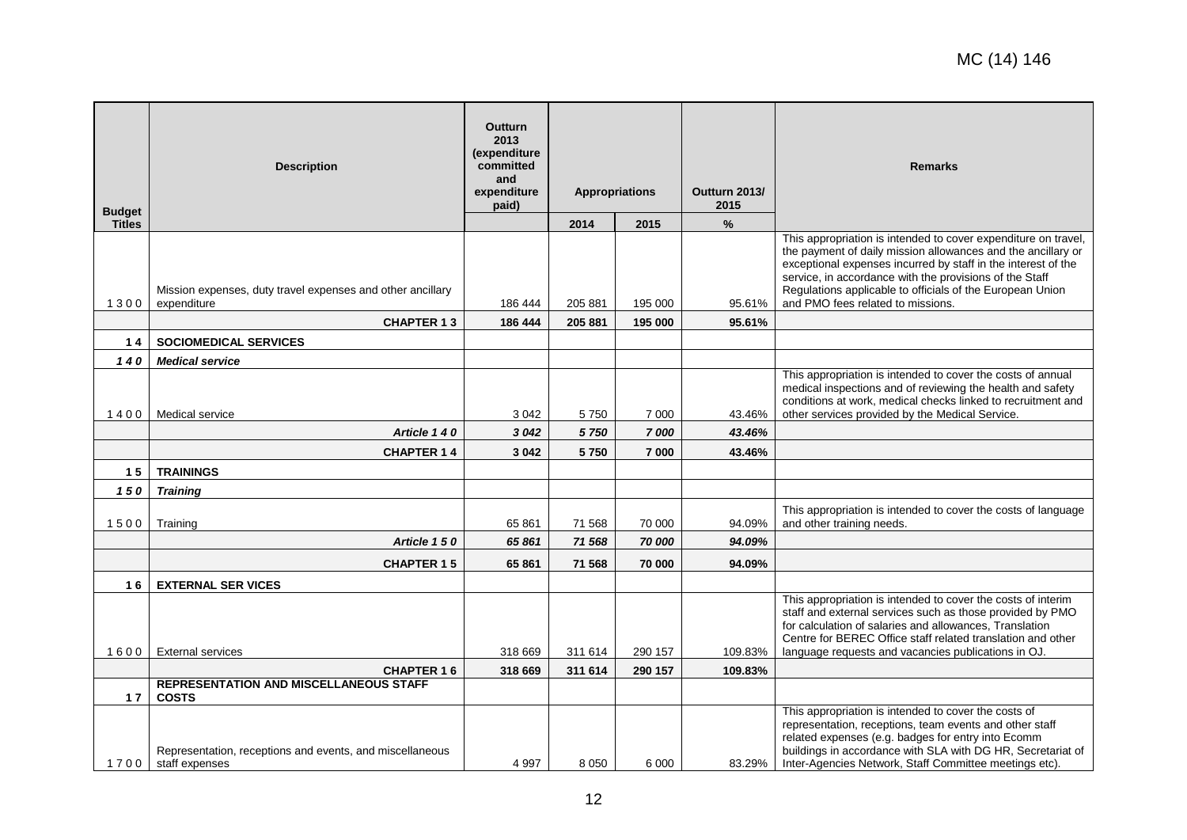| Budget Titles | Description | Outturn 2013 (expenditure committed and expenditure paid) | Appropriations | | Outturn 2013/ 2015 | Remarks |
|---|---|---|---|---|---|---|
| | | | 2014 | 2015 | % | |
| 1 3 0 0 | Mission expenses, duty travel expenses and other ancillary expenditure | 186 444 | 205 881 | 195 000 | 95.61% | This appropriation is intended to cover expenditure on travel, the payment of daily mission allowances and the ancillary or exceptional expenses incurred by staff in the interest of the service, in accordance with the provisions of the Staff Regulations applicable to officials of the European Union and PMO fees related to missions. |
| | **CHAPTER 1 3** | **186 444** | **205 881** | **195 000** | **95.61%** | |
| **1 4** | **SOCIOMEDICAL SERVICES** | | | | | |
| ***1 4 0*** | ***Medical service*** | | | | | |
| 1 4 0 0 | Medical service | 3 042 | 5 750 | 7 000 | 43.46% | This appropriation is intended to cover the costs of annual medical inspections and of reviewing the health and safety conditions at work, medical checks linked to recruitment and other services provided by the Medical Service. |
| | ***Article 1 4 0*** | ***3 042*** | ***5 750*** | ***7 000*** | ***43.46%*** | |
| | **CHAPTER 1 4** | **3 042** | **5 750** | **7 000** | **43.46%** | |
| **1 5** | **TRAININGS** | | | | | |
| ***1 5 0*** | ***Training*** | | | | | |
| 1 5 0 0 | Training | 65 861 | 71 568 | 70 000 | 94.09% | This appropriation is intended to cover the costs of language and other training needs. |
| | ***Article 1 5 0*** | ***65 861*** | ***71 568*** | ***70 000*** | ***94.09%*** | |
| | **CHAPTER 1 5** | **65 861** | **71 568** | **70 000** | **94.09%** | |
| **1 6** | **EXTERNAL SER VICES** | | | | | |
| 1 6 0 0 | External services | 318 669 | 311 614 | 290 157 | 109.83% | This appropriation is intended to cover the costs of interim staff and external services such as those provided by PMO for calculation of salaries and allowances, Translation Centre for BEREC Office staff related translation and other language requests and vacancies publications in OJ. |
| | **CHAPTER 1 6** | **318 669** | **311 614** | **290 157** | **109.83%** | |
| **1 7** | **REPRESENTATION AND MISCELLANEOUS STAFF COSTS** | | | | | |
| 1 7 0 0 | Representation, receptions and events, and miscellaneous staff expenses | 4 997 | 8 050 | 6 000 | 83.29% | This appropriation is intended to cover the costs of representation, receptions, team events and other staff related expenses (e.g. badges for entry into Ecomm buildings in accordance with SLA with DG HR, Secretariat of Inter-Agencies Network, Staff Committee meetings etc). |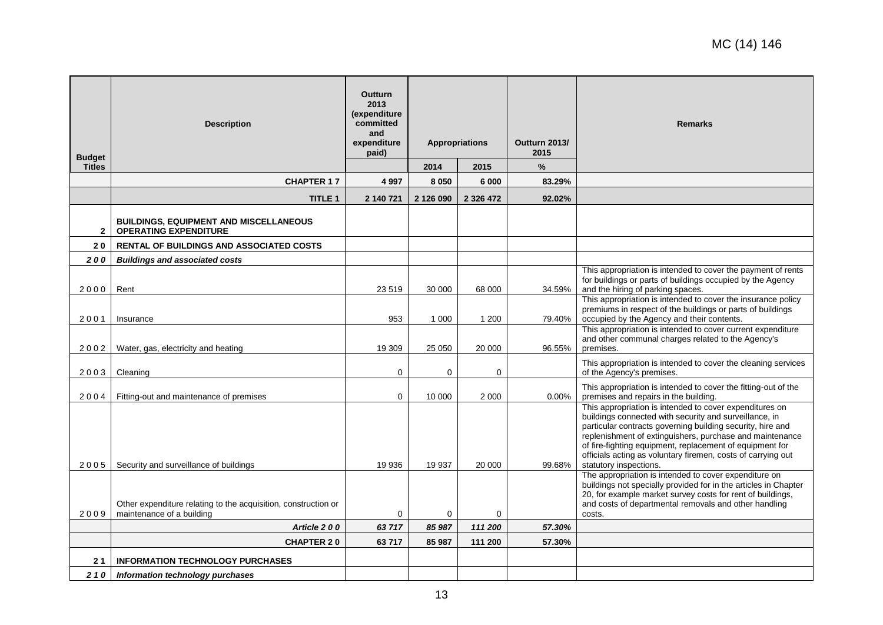MC (14) 146

| Budget Titles | Description | Outturn 2013 (expenditure committed and expenditure paid) | Appropriations | | Outturn 2013/ 2015 | Remarks |
|---|---|---|---|---|---|---|
| | | | 2014 | 2015 | % | |
| | **CHAPTER 1 7** | **4 997** | **8 050** | **6 000** | **83.29%** | |
| | **TITLE 1** | **2 140 721** | **2 126 090** | **2 326 472** | **92.02%** | |
| **2** | **BUILDINGS, EQUIPMENT AND MISCELLANEOUS OPERATING EXPENDITURE** | | | | | |
| **2 0** | **RENTAL OF BUILDINGS AND ASSOCIATED COSTS** | | | | | |
| ***2 0 0*** | ***Buildings and associated costs*** | | | | | |
| 2 0 0 0 | Rent | 23 519 | 30 000 | 68 000 | 34.59% | This appropriation is intended to cover the payment of rents for buildings or parts of buildings occupied by the Agency and the hiring of parking spaces. |
| 2 0 0 1 | Insurance | 953 | 1 000 | 1 200 | 79.40% | This appropriation is intended to cover the insurance policy premiums in respect of the buildings or parts of buildings occupied by the Agency and their contents. |
| 2 0 0 2 | Water, gas, electricity and heating | 19 309 | 25 050 | 20 000 | 96.55% | This appropriation is intended to cover current expenditure and other communal charges related to the Agency's premises. |
| 2 0 0 3 | Cleaning | 0 | 0 | 0 | | This appropriation is intended to cover the cleaning services of the Agency's premises. |
| 2 0 0 4 | Fitting-out and maintenance of premises | 0 | 10 000 | 2 000 | 0.00% | This appropriation is intended to cover the fitting-out of the premises and repairs in the building. |
| 2 0 0 5 | Security and surveillance of buildings | 19 936 | 19 937 | 20 000 | 99.68% | This appropriation is intended to cover expenditures on buildings connected with security and surveillance, in particular contracts governing building security, hire and replenishment of extinguishers, purchase and maintenance of fire-fighting equipment, replacement of equipment for officials acting as voluntary firemen, costs of carrying out statutory inspections. |
| 2 0 0 9 | Other expenditure relating to the acquisition, construction or maintenance of a building | 0 | 0 | 0 | | The appropriation is intended to cover expenditure on buildings not specially provided for in the articles in Chapter 20, for example market survey costs for rent of buildings, and costs of departmental removals and other handling costs. |
| | ***Article 2 0 0*** | ***63 717*** | ***85 987*** | ***111 200*** | ***57.30%*** | |
| | **CHAPTER 2 0** | **63 717** | **85 987** | **111 200** | **57.30%** | |
| **2 1** | **INFORMATION TECHNOLOGY PURCHASES** | | | | | |
| ***2 1 0*** | ***Information technology purchases*** | | | | | |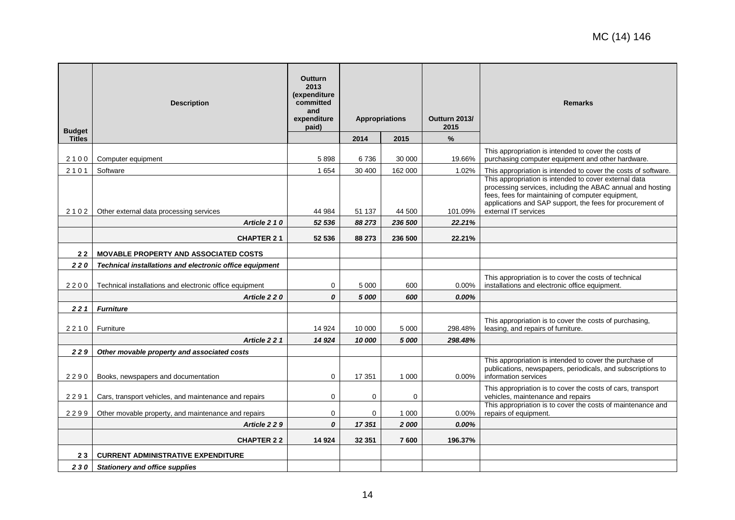MC (14) 146

| Budget Titles | Description | Outturn 2013 (expenditure committed and expenditure paid) | Appropriations | | Outturn 2013/ 2015 | Remarks |
|---|---|---|---|---|---|---|
| | | | 2014 | 2015 | % | |
| 2 1 0 0 | Computer equipment | 5 898 | 6 736 | 30 000 | 19.66% | This appropriation is intended to cover the costs of purchasing computer equipment and other hardware. |
| 2 1 0 1 | Software | 1 654 | 30 400 | 162 000 | 1.02% | This appropriation is intended to cover the costs of software. |
| 2 1 0 2 | Other external data processing services | 44 984 | 51 137 | 44 500 | 101.09% | This appropriation is intended to cover external data processing services, including the ABAC annual and hosting fees, fees for maintaining of computer equipment, applications and SAP support, the fees for procurement of external IT services |
| | ***Article 2 1 0*** | ***52 536*** | ***88 273*** | ***236 500*** | ***22.21%*** | |
| | **CHAPTER 2 1** | **52 536** | **88 273** | **236 500** | **22.21%** | |
| **2 2** | **MOVABLE PROPERTY AND ASSOCIATED COSTS** | | | | | |
| ***2 2 0*** | ***Technical installations and electronic office equipment*** | | | | | |
| 2 2 0 0 | Technical installations and electronic office equipment | 0 | 5 000 | 600 | 0.00% | This appropriation is to cover the costs of technical installations and electronic office equipment. |
| | ***Article 2 2 0*** | ***0*** | ***5 000*** | ***600*** | ***0.00%*** | |
| ***2 2 1*** | ***Furniture*** | | | | | |
| 2 2 1 0 | Furniture | 14 924 | 10 000 | 5 000 | 298.48% | This appropriation is to cover the costs of purchasing, leasing, and repairs of furniture. |
| | ***Article 2 2 1*** | ***14 924*** | ***10 000*** | ***5 000*** | ***298.48%*** | |
| ***2 2 9*** | ***Other movable property and associated costs*** | | | | | |
| 2 2 9 0 | Books, newspapers and documentation | 0 | 17 351 | 1 000 | 0.00% | This appropriation is intended to cover the purchase of publications, newspapers, periodicals, and subscriptions to information services |
| 2 2 9 1 | Cars, transport vehicles, and maintenance and repairs | 0 | 0 | 0 | | This appropriation is to cover the costs of cars, transport vehicles, maintenance and repairs |
| 2 2 9 9 | Other movable property, and maintenance and repairs | 0 | 0 | 1 000 | 0.00% | This appropriation is to cover the costs of maintenance and repairs of equipment. |
| | ***Article 2 2 9*** | ***0*** | ***17 351*** | ***2 000*** | ***0.00%*** | |
| | **CHAPTER 2 2** | **14 924** | **32 351** | **7 600** | **196.37%** | |
| **2 3** | **CURRENT ADMINISTRATIVE EXPENDITURE** | | | | | |
| ***2 3 0*** | ***Stationery and office supplies*** | | | | | |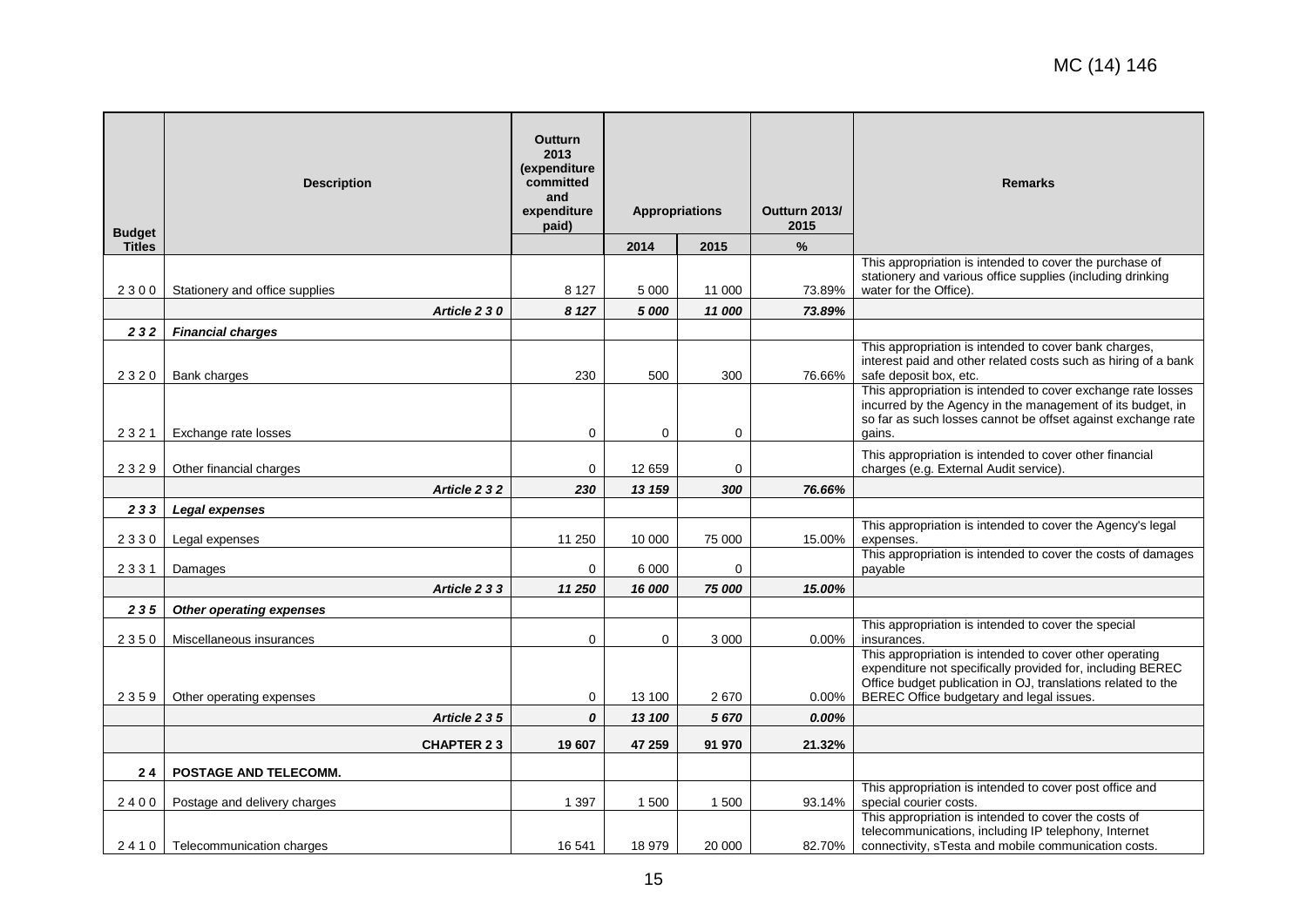| Budget Titles | Description | Outturn 2013 (expenditure committed and expenditure paid) | Appropriations | | Outturn 2013/ 2015 | Remarks |
|---|---|---|---|---|---|---|
| | | | 2014 | 2015 | % | |
| 2 3 0 0 | Stationery and office supplies | 8 127 | 5 000 | 11 000 | 73.89% | This appropriation is intended to cover the purchase of stationery and various office supplies (including drinking water for the Office). |
| | ***Article 2 3 0*** | ***8 127*** | ***5 000*** | ***11 000*** | ***73.89%*** | |
| ***2 3 2*** | ***Financial charges*** | | | | | |
| 2 3 2 0 | Bank charges | 230 | 500 | 300 | 76.66% | This appropriation is intended to cover bank charges, interest paid and other related costs such as hiring of a bank safe deposit box, etc. |
| 2 3 2 1 | Exchange rate losses | 0 | 0 | 0 | | This appropriation is intended to cover exchange rate losses incurred by the Agency in the management of its budget, in so far as such losses cannot be offset against exchange rate gains. |
| 2 3 2 9 | Other financial charges | 0 | 12 659 | 0 | | This appropriation is intended to cover other financial charges (e.g. External Audit service). |
| | ***Article 2 3 2*** | ***230*** | ***13 159*** | ***300*** | ***76.66%*** | |
| ***2 3 3*** | ***Legal expenses*** | | | | | |
| 2 3 3 0 | Legal expenses | 11 250 | 10 000 | 75 000 | 15.00% | This appropriation is intended to cover the Agency's legal expenses. |
| 2 3 3 1 | Damages | 0 | 6 000 | 0 | | This appropriation is intended to cover the costs of damages payable |
| | ***Article 2 3 3*** | ***11 250*** | ***16 000*** | ***75 000*** | ***15.00%*** | |
| ***2 3 5*** | ***Other operating expenses*** | | | | | |
| 2 3 5 0 | Miscellaneous insurances | 0 | 0 | 3 000 | 0.00% | This appropriation is intended to cover the special insurances. |
| 2 3 5 9 | Other operating expenses | 0 | 13 100 | 2 670 | 0.00% | This appropriation is intended to cover other operating expenditure not specifically provided for, including BEREC Office budget publication in OJ, translations related to the BEREC Office budgetary and legal issues. |
| | ***Article 2 3 5*** | ***0*** | ***13 100*** | ***5 670*** | ***0.00%*** | |
| | **CHAPTER 2 3** | **19 607** | **47 259** | **91 970** | **21.32%** | |
| **2 4** | **POSTAGE AND TELECOMM.** | | | | | |
| 2 4 0 0 | Postage and delivery charges | 1 397 | 1 500 | 1 500 | 93.14% | This appropriation is intended to cover post office and special courier costs. |
| 2 4 1 0 | Telecommunication charges | 16 541 | 18 979 | 20 000 | 82.70% | This appropriation is intended to cover the costs of telecommunications, including IP telephony, Internet connectivity, sTesta and mobile communication costs. |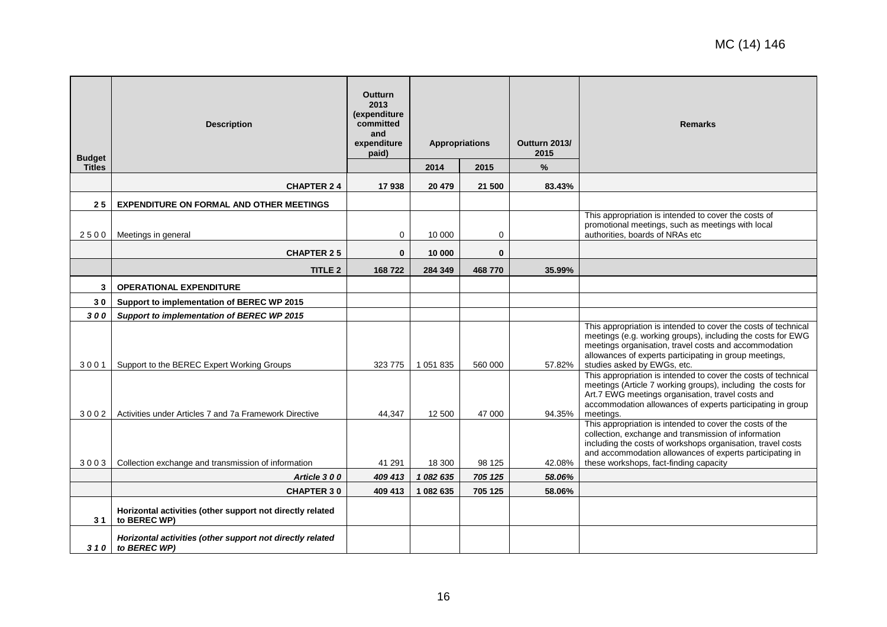| Budget Titles | Description | Outturn 2013 (expenditure committed and expenditure paid) | Appropriations | | Outturn 2013/ 2015 | Remarks |
|---|---|---|---|---|---|---|
| | | | 2014 | 2015 | % | |
| | **CHAPTER 2 4** | **17 938** | **20 479** | **21 500** | **83.43%** | |
| **2 5** | **EXPENDITURE ON FORMAL AND OTHER MEETINGS** | | | | | |
| 2 5 0 0 | Meetings in general | 0 | 10 000 | 0 | | This appropriation is intended to cover the costs of promotional meetings, such as meetings with local authorities, boards of NRAs etc |
| | **CHAPTER 2 5** | **0** | **10 000** | **0** | | |
| | **TITLE 2** | **168 722** | **284 349** | **468 770** | **35.99%** | |
| **3** | **OPERATIONAL EXPENDITURE** | | | | | |
| **3 0** | **Support to implementation of BEREC WP 2015** | | | | | |
| ***3 0 0*** | ***Support to implementation of BEREC WP 2015*** | | | | | |
| 3 0 0 1 | Support to the BEREC Expert Working Groups | 323 775 | 1 051 835 | 560 000 | 57.82% | This appropriation is intended to cover the costs of technical meetings (e.g. working groups), including the costs for EWG meetings organisation, travel costs and accommodation allowances of experts participating in group meetings, studies asked by EWGs, etc. |
| 3 0 0 2 | Activities under Articles 7 and 7a Framework Directive | 44,347 | 12 500 | 47 000 | 94.35% | This appropriation is intended to cover the costs of technical meetings (Article 7 working groups), including the costs for Art.7 EWG meetings organisation, travel costs and accommodation allowances of experts participating in group meetings. |
| 3 0 0 3 | Collection exchange and transmission of information | 41 291 | 18 300 | 98 125 | 42.08% | This appropriation is intended to cover the costs of the collection, exchange and transmission of information including the costs of workshops organisation, travel costs and accommodation allowances of experts participating in these workshops, fact-finding capacity |
| | ***Article 3 0 0*** | ***409 413*** | ***1 082 635*** | ***705 125*** | ***58.06%*** | |
| | **CHAPTER 3 0** | **409 413** | **1 082 635** | **705 125** | **58.06%** | |
| **3 1** | **Horizontal activities (other support not directly related to BEREC WP)** | | | | | |
| ***3 1 0*** | ***Horizontal activities (other support not directly related to BEREC WP)*** | | | | | |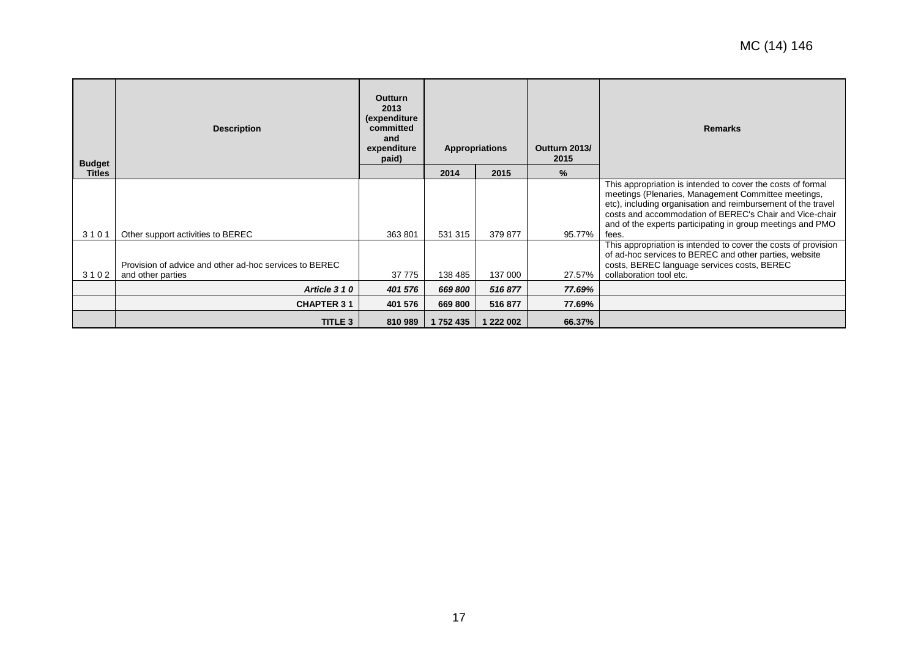| Budget Titles | Description | Outturn 2013 (expenditure committed and expenditure paid) | Appropriations | | Outturn 2013/ 2015 | Remarks |
|---|---|---|---|---|---|---|
| | | | 2014 | 2015 | % | |
| 3 1 0 1 | Other support activities to BEREC | 363 801 | 531 315 | 379 877 | 95.77% | This appropriation is intended to cover the costs of formal meetings (Plenaries, Management Committee meetings, etc), including organisation and reimbursement of the travel costs and accommodation of BEREC's Chair and Vice-chair and of the experts participating in group meetings and PMO fees. |
| 3 1 0 2 | Provision of advice and other ad-hoc services to BEREC and other parties | 37 775 | 138 485 | 137 000 | 27.57% | This appropriation is intended to cover the costs of provision of ad-hoc services to BEREC and other parties, website costs, BEREC language services costs, BEREC collaboration tool etc. |
| | ***Article 3 1 0*** | ***401 576*** | ***669 800*** | ***516 877*** | ***77.69%*** | |
| | **CHAPTER 3 1** | **401 576** | **669 800** | **516 877** | **77.69%** | |
| | **TITLE 3** | **810 989** | **1 752 435** | **1 222 002** | **66.37%** | |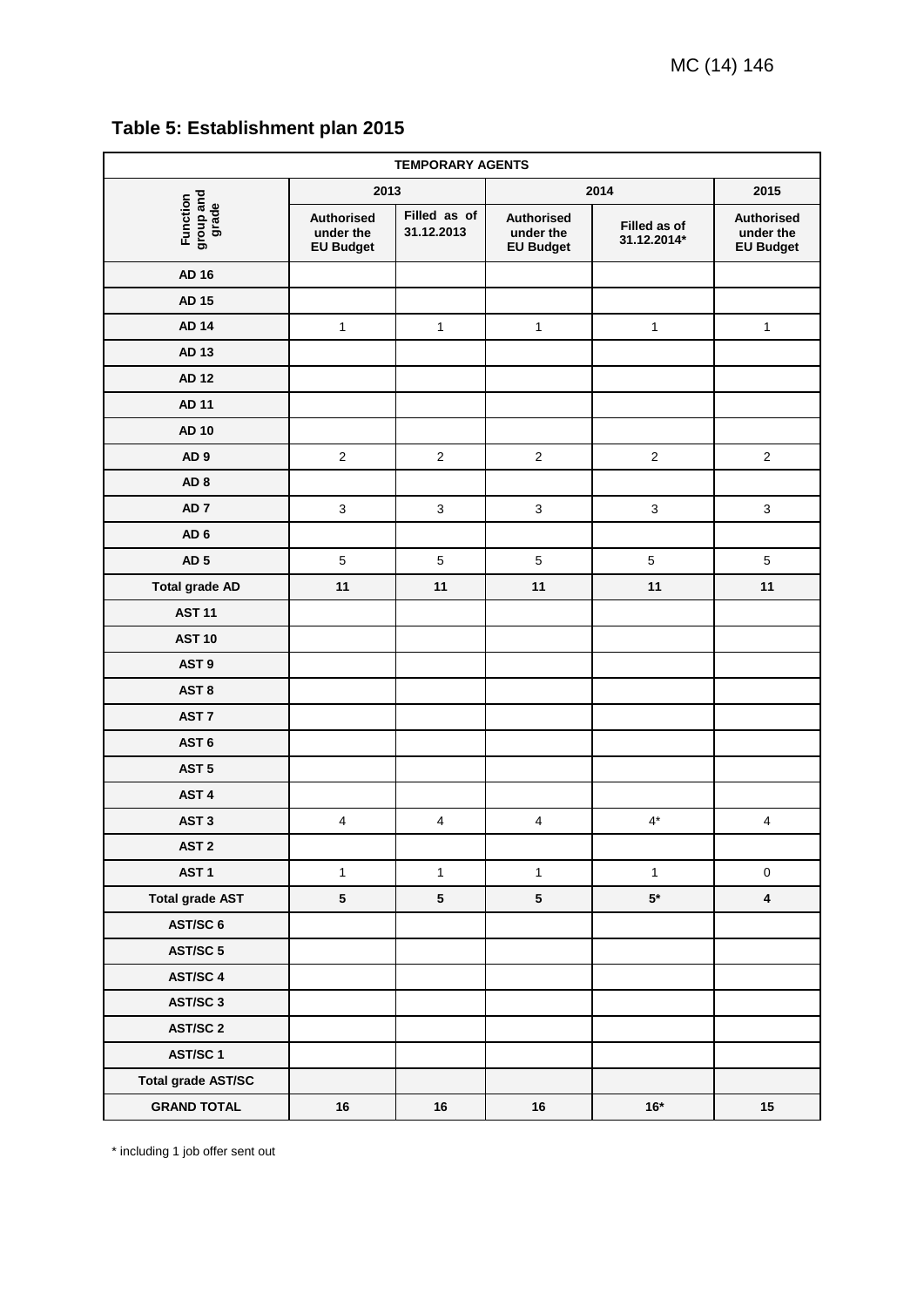## Table 5: Establishment plan 2015

| TEMPORARY AGENTS | | | | | |
|---|---|---|---|---|---|
| Function group and grade | 2013 | | 2014 | | 2015 |
| | Authorised under the EU Budget | Filled as of 31.12.2013 | Authorised under the EU Budget | Filled as of 31.12.2014* | Authorised under the EU Budget |
| AD 16 | | | | | |
| AD 15 | | | | | |
| AD 14 | 1 | 1 | 1 | 1 | 1 |
| AD 13 | | | | | |
| AD 12 | | | | | |
| AD 11 | | | | | |
| AD 10 | | | | | |
| AD 9 | 2 | 2 | 2 | 2 | 2 |
| AD 8 | | | | | |
| AD 7 | 3 | 3 | 3 | 3 | 3 |
| AD 6 | | | | | |
| AD 5 | 5 | 5 | 5 | 5 | 5 |
| **Total grade AD** | **11** | **11** | **11** | **11** | **11** |
| AST 11 | | | | | |
| AST 10 | | | | | |
| AST 9 | | | | | |
| AST 8 | | | | | |
| AST 7 | | | | | |
| AST 6 | | | | | |
| AST 5 | | | | | |
| AST 4 | | | | | |
| AST 3 | 4 | 4 | 4 | 4* | 4 |
| AST 2 | | | | | |
| AST 1 | 1 | 1 | 1 | 1 | 0 |
| **Total grade AST** | **5** | **5** | **5** | **5*** | **4** |
| AST/SC 6 | | | | | |
| AST/SC 5 | | | | | |
| AST/SC 4 | | | | | |
| AST/SC 3 | | | | | |
| AST/SC 2 | | | | | |
| AST/SC 1 | | | | | |
| **Total grade AST/SC** | | | | | |
| **GRAND TOTAL** | **16** | **16** | **16** | **16*** | **15** |

\* including 1 job offer sent out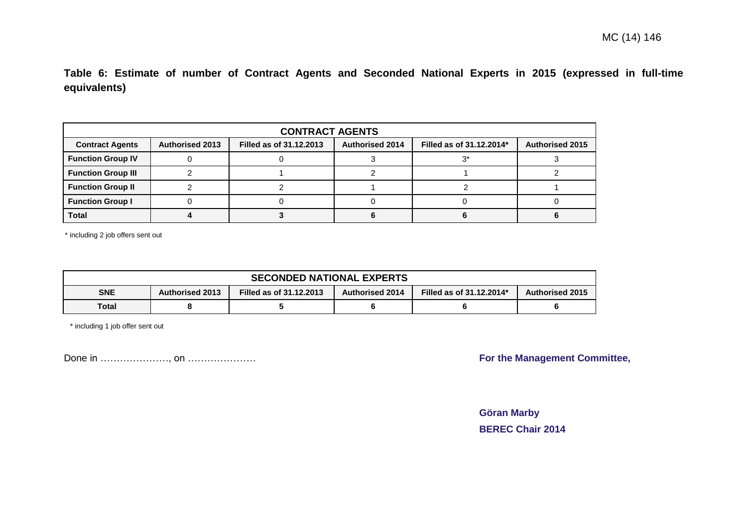**Table 6: Estimate of number of Contract Agents and Seconded National Experts in 2015 (expressed in full-time equivalents)**

| CONTRACT AGENTS | | | | | |
|---|---|---|---|---|---|
| **Contract Agents** | **Authorised 2013** | **Filled as of 31.12.2013** | **Authorised 2014** | **Filled as of 31.12.2014*** | **Authorised 2015** |
| **Function Group IV** | 0 | 0 | 3 | 3* | 3 |
| **Function Group III** | 2 | 1 | 2 | 1 | 2 |
| **Function Group II** | 2 | 2 | 1 | 2 | 1 |
| **Function Group I** | 0 | 0 | 0 | 0 | 0 |
| **Total** | **4** | **3** | **6** | **6** | **6** |

\* including 2 job offers sent out

| SECONDED NATIONAL EXPERTS | | | | | |
|---|---|---|---|---|---|
| **SNE** | **Authorised 2013** | **Filled as of 31.12.2013** | **Authorised 2014** | **Filled as of 31.12.2014*** | **Authorised 2015** |
| **Total** | **8** | **5** | **6** | **6** | **6** |

\* including 1 job offer sent out

Done in …………………, on …………………

**For the Management Committee,**

**Göran Marby**

**BEREC Chair 2014**